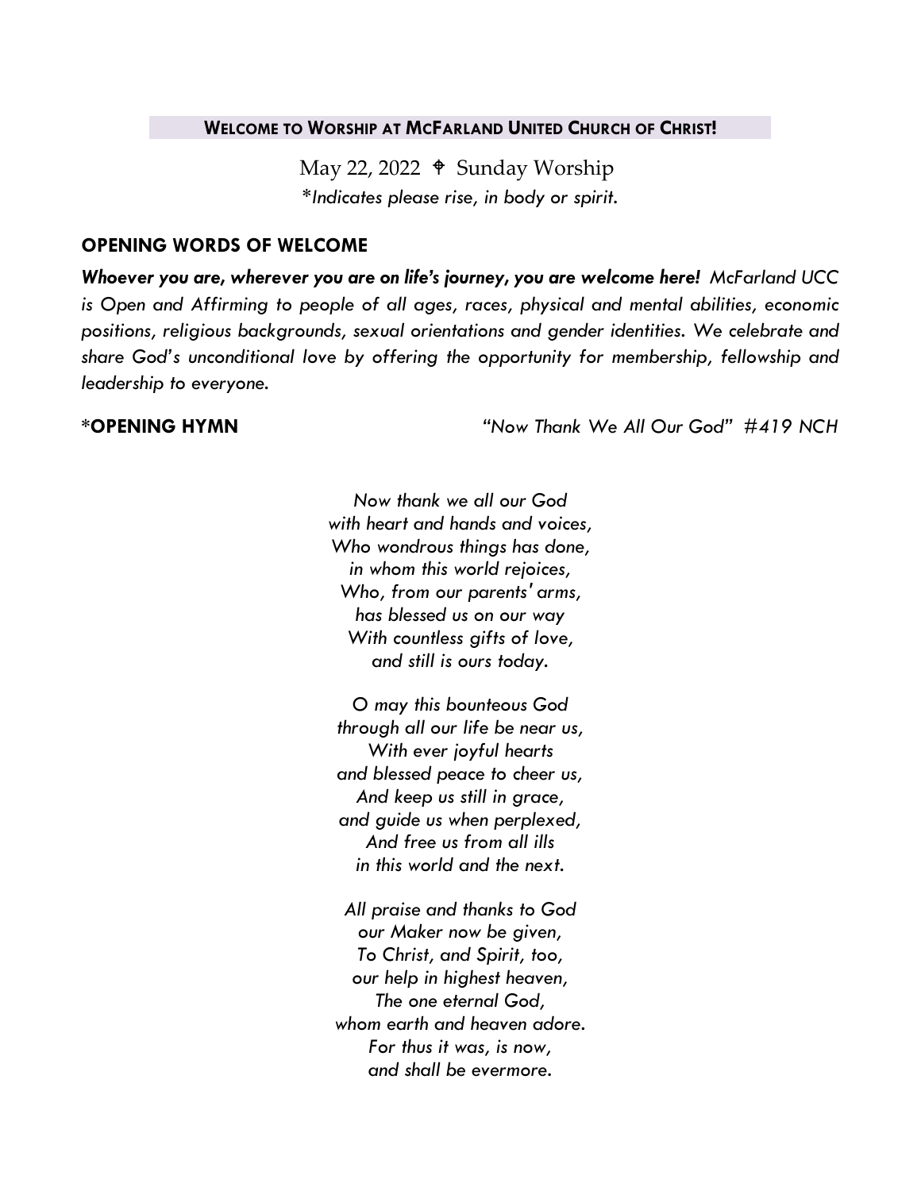## WELCOME TO WORSHIP AT MCFARLAND UNITED CHURCH OF CHRIST!

May 22, 2022 ✟ Sunday Worship

*\*Indicates please rise, in body or spirit.*

### OPENING WORDS OF WELCOME

***Whoever you are, wherever you are on life's journey, you are welcome here!*** *McFarland UCC is Open and Affirming to people of all ages, races, physical and mental abilities, economic positions, religious backgrounds, sexual orientations and gender identities. We celebrate and share God's unconditional love by offering the opportunity for membership, fellowship and leadership to everyone.*

**\*OPENING HYMN** *"Now Thank We All Our God" #419 NCH*

*Now thank we all our God*
*with heart and hands and voices,*
*Who wondrous things has done,*
*in whom this world rejoices,*
*Who, from our parents' arms,*
*has blessed us on our way*
*With countless gifts of love,*
*and still is ours today.*

*O may this bounteous God*
*through all our life be near us,*
*With ever joyful hearts*
*and blessed peace to cheer us,*
*And keep us still in grace,*
*and guide us when perplexed,*
*And free us from all ills*
*in this world and the next.*

*All praise and thanks to God*
*our Maker now be given,*
*To Christ, and Spirit, too,*
*our help in highest heaven,*
*The one eternal God,*
*whom earth and heaven adore.*
*For thus it was, is now,*
*and shall be evermore.*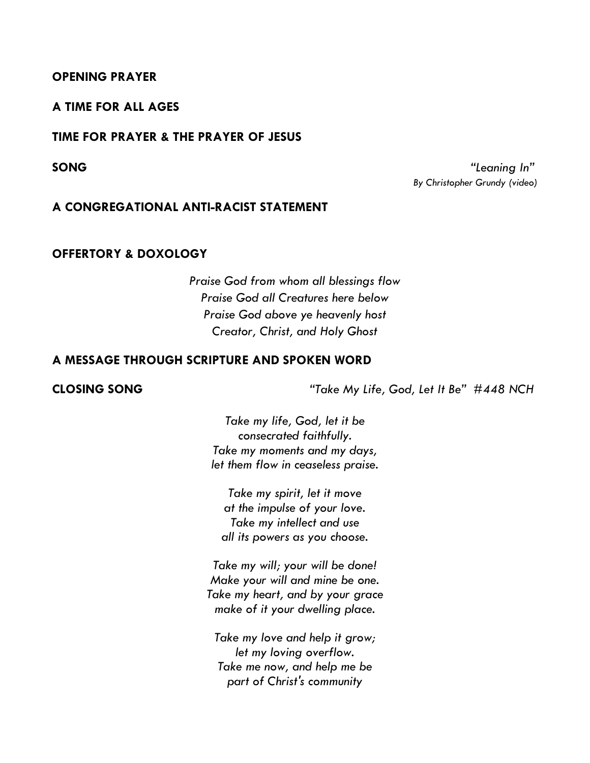**OPENING PRAYER**

**A TIME FOR ALL AGES**

**TIME FOR PRAYER & THE PRAYER OF JESUS**

**SONG** *"Leaning In"*
*By Christopher Grundy (video)*

**A CONGREGATIONAL ANTI-RACIST STATEMENT**

**OFFERTORY & DOXOLOGY**

*Praise God from whom all blessings flow*
*Praise God all Creatures here below*
*Praise God above ye heavenly host*
*Creator, Christ, and Holy Ghost*

**A MESSAGE THROUGH SCRIPTURE AND SPOKEN WORD**

**CLOSING SONG** *"Take My Life, God, Let It Be" #448 NCH*

*Take my life, God, let it be*
*consecrated faithfully.*
*Take my moments and my days,*
*let them flow in ceaseless praise.*

*Take my spirit, let it move*
*at the impulse of your love.*
*Take my intellect and use*
*all its powers as you choose.*

*Take my will; your will be done!*
*Make your will and mine be one.*
*Take my heart, and by your grace*
*make of it your dwelling place.*

*Take my love and help it grow;*
*let my loving overflow.*
*Take me now, and help me be*
*part of Christ's community*